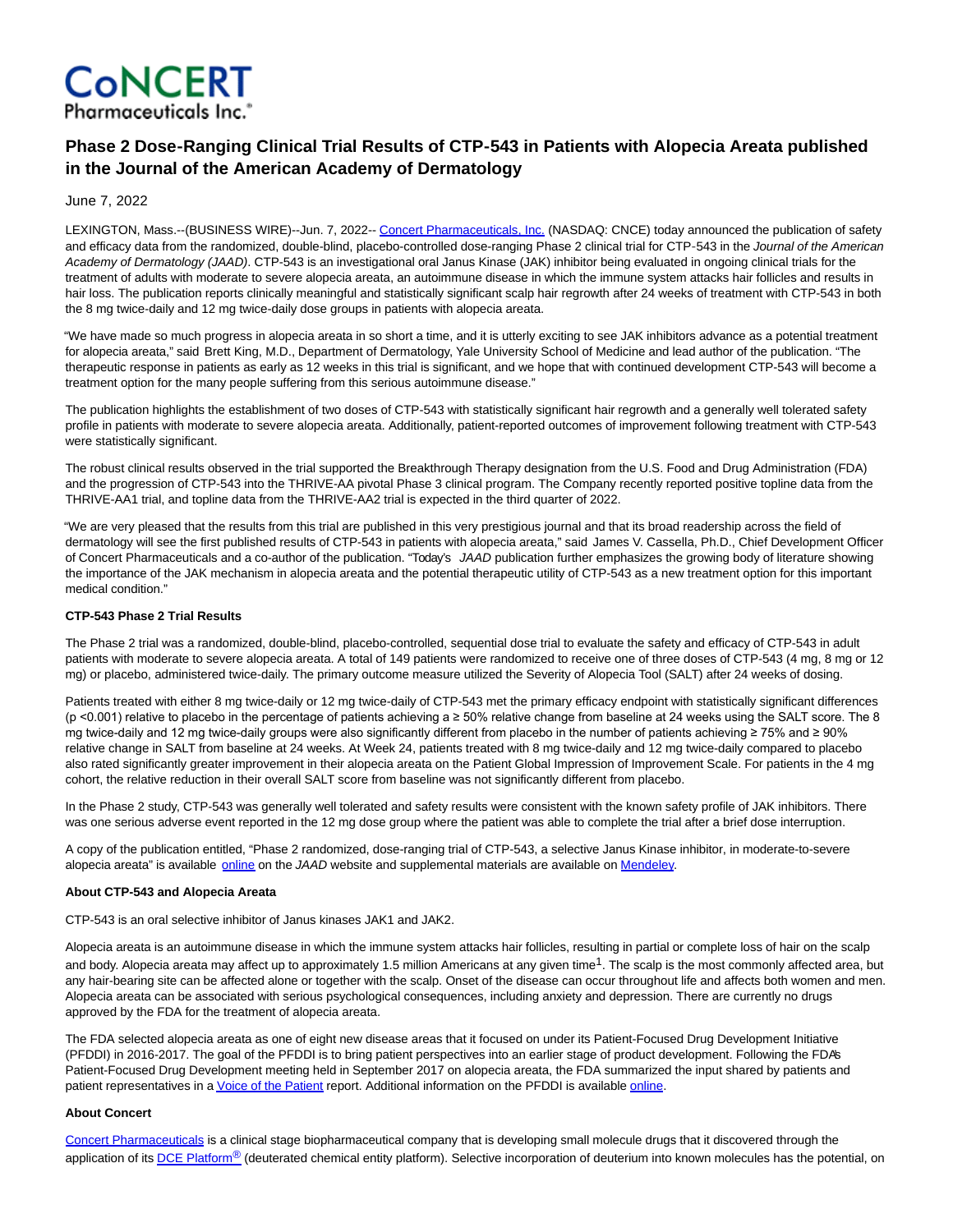# Phase 2 Dose-Ranging Clinical Trial Results of CTP-543 in Patients with Alopecia Areata published in the Journal of the American Academy of Dermatology

June 7, 2022

LEXINGTON, Mass.--(BUSINESS WIRE)--Jun. 7, 2022-- Concert Pharmaceuticals, Inc. (NASDAQ: CNCE) today announced the publication of safety and efficacy data from the randomized, double-blind, placebo-controlled dose-ranging Phase 2 clinical trial for CTP-543 in the *Journal of the American Academy of Dermatology (JAAD)*. CTP-543 is an investigational oral Janus Kinase (JAK) inhibitor being evaluated in ongoing clinical trials for the treatment of adults with moderate to severe alopecia areata, an autoimmune disease in which the immune system attacks hair follicles and results in hair loss. The publication reports clinically meaningful and statistically significant scalp hair regrowth after 24 weeks of treatment with CTP-543 in both the 8 mg twice-daily and 12 mg twice-daily dose groups in patients with alopecia areata.

"We have made so much progress in alopecia areata in so short a time, and it is utterly exciting to see JAK inhibitors advance as a potential treatment for alopecia areata," said Brett King, M.D., Department of Dermatology, Yale University School of Medicine and lead author of the publication. "The therapeutic response in patients as early as 12 weeks in this trial is significant, and we hope that with continued development CTP-543 will become a treatment option for the many people suffering from this serious autoimmune disease."

The publication highlights the establishment of two doses of CTP-543 with statistically significant hair regrowth and a generally well tolerated safety profile in patients with moderate to severe alopecia areata. Additionally, patient-reported outcomes of improvement following treatment with CTP-543 were statistically significant.

The robust clinical results observed in the trial supported the Breakthrough Therapy designation from the U.S. Food and Drug Administration (FDA) and the progression of CTP-543 into the THRIVE-AA pivotal Phase 3 clinical program. The Company recently reported positive topline data from the THRIVE-AA1 trial, and topline data from the THRIVE-AA2 trial is expected in the third quarter of 2022.

"We are very pleased that the results from this trial are published in this very prestigious journal and that its broad readership across the field of dermatology will see the first published results of CTP-543 in patients with alopecia areata," said James V. Cassella, Ph.D., Chief Development Officer of Concert Pharmaceuticals and a co-author of the publication. "Today's *JAAD* publication further emphasizes the growing body of literature showing the importance of the JAK mechanism in alopecia areata and the potential therapeutic utility of CTP-543 as a new treatment option for this important medical condition."

**CTP-543 Phase 2 Trial Results**

The Phase 2 trial was a randomized, double-blind, placebo-controlled, sequential dose trial to evaluate the safety and efficacy of CTP-543 in adult patients with moderate to severe alopecia areata. A total of 149 patients were randomized to receive one of three doses of CTP-543 (4 mg, 8 mg or 12 mg) or placebo, administered twice-daily. The primary outcome measure utilized the Severity of Alopecia Tool (SALT) after 24 weeks of dosing.

Patients treated with either 8 mg twice-daily or 12 mg twice-daily of CTP-543 met the primary efficacy endpoint with statistically significant differences ($p < 0.001$) relative to placebo in the percentage of patients achieving a ≥ 50% relative change from baseline at 24 weeks using the SALT score. The 8 mg twice-daily and 12 mg twice-daily groups were also significantly different from placebo in the number of patients achieving ≥ 75% and ≥ 90% relative change in SALT from baseline at 24 weeks. At Week 24, patients treated with 8 mg twice-daily and 12 mg twice-daily compared to placebo also rated significantly greater improvement in their alopecia areata on the Patient Global Impression of Improvement Scale. For patients in the 4 mg cohort, the relative reduction in their overall SALT score from baseline was not significantly different from placebo.

In the Phase 2 study, CTP-543 was generally well tolerated and safety results were consistent with the known safety profile of JAK inhibitors. There was one serious adverse event reported in the 12 mg dose group where the patient was able to complete the trial after a brief dose interruption.

A copy of the publication entitled, "Phase 2 randomized, dose-ranging trial of CTP-543, a selective Janus Kinase inhibitor, in moderate-to-severe alopecia areata" is available online on the *JAAD* website and supplemental materials are available on Mendeley.

**About CTP-543 and Alopecia Areata**

CTP-543 is an oral selective inhibitor of Janus kinases JAK1 and JAK2.

Alopecia areata is an autoimmune disease in which the immune system attacks hair follicles, resulting in partial or complete loss of hair on the scalp and body. Alopecia areata may affect up to approximately 1.5 million Americans at any given time[1]. The scalp is the most commonly affected area, but any hair-bearing site can be affected alone or together with the scalp. Onset of the disease can occur throughout life and affects both women and men. Alopecia areata can be associated with serious psychological consequences, including anxiety and depression. There are currently no drugs approved by the FDA for the treatment of alopecia areata.

The FDA selected alopecia areata as one of eight new disease areas that it focused on under its Patient-Focused Drug Development Initiative (PFDDI) in 2016-2017. The goal of the PFDDI is to bring patient perspectives into an earlier stage of product development. Following the FDA's Patient-Focused Drug Development meeting held in September 2017 on alopecia areata, the FDA summarized the input shared by patients and patient representatives in a Voice of the Patient report. Additional information on the PFDDI is available online.

**About Concert**

Concert Pharmaceuticals is a clinical stage biopharmaceutical company that is developing small molecule drugs that it discovered through the application of its DCE Platform® (deuterated chemical entity platform). Selective incorporation of deuterium into known molecules has the potential, on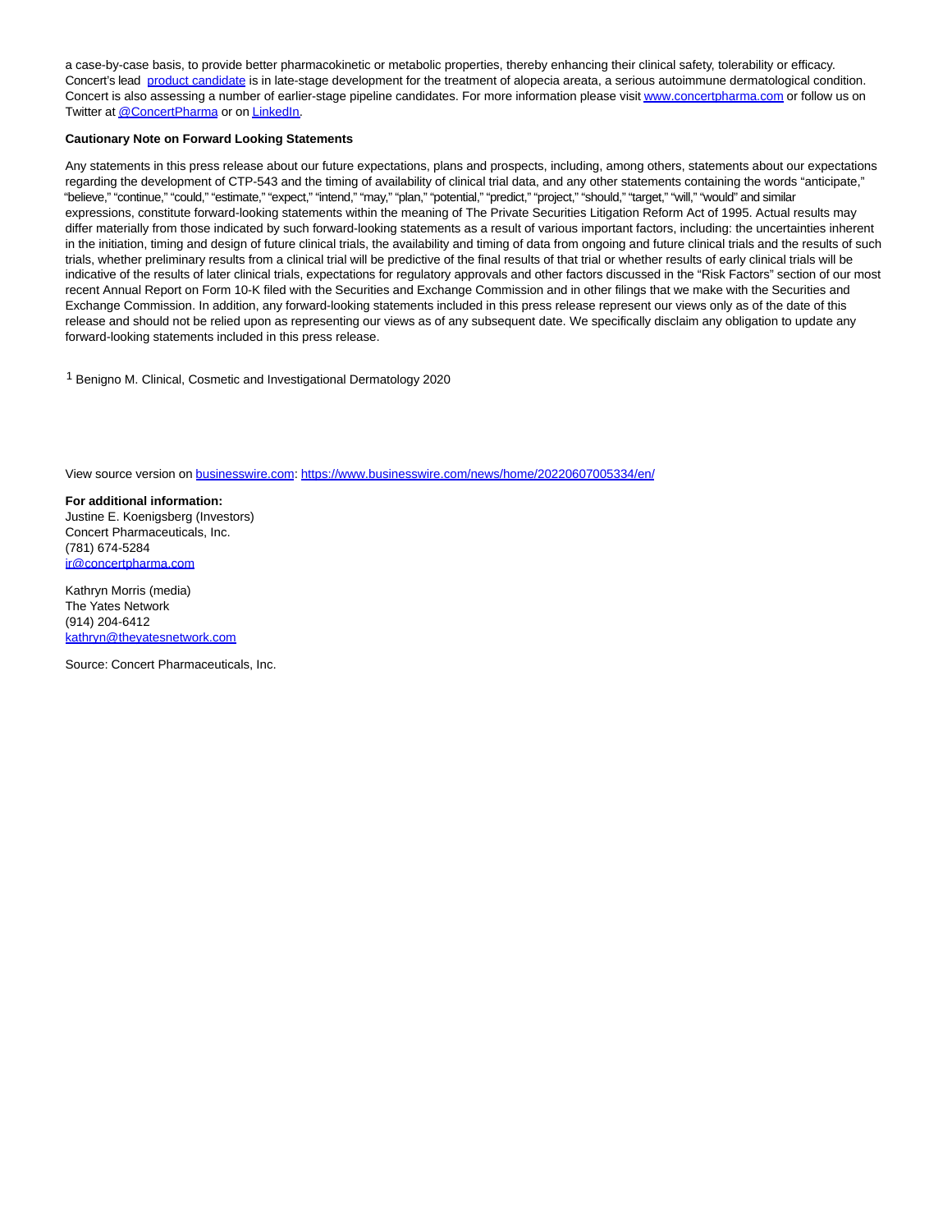a case-by-case basis, to provide better pharmacokinetic or metabolic properties, thereby enhancing their clinical safety, tolerability or efficacy. Concert's lead product candidate is in late-stage development for the treatment of alopecia areata, a serious autoimmune dermatological condition. Concert is also assessing a number of earlier-stage pipeline candidates. For more information please visit www.concertpharma.com or follow us on Twitter at @ConcertPharma or on LinkedIn.

**Cautionary Note on Forward Looking Statements**

Any statements in this press release about our future expectations, plans and prospects, including, among others, statements about our expectations regarding the development of CTP-543 and the timing of availability of clinical trial data, and any other statements containing the words "anticipate," "believe," "continue," "could," "estimate," "expect," "intend," "may," "plan," "potential," "predict," "project," "should," "target," "will," "would" and similar expressions, constitute forward-looking statements within the meaning of The Private Securities Litigation Reform Act of 1995. Actual results may differ materially from those indicated by such forward-looking statements as a result of various important factors, including: the uncertainties inherent in the initiation, timing and design of future clinical trials, the availability and timing of data from ongoing and future clinical trials and the results of such trials, whether preliminary results from a clinical trial will be predictive of the final results of that trial or whether results of early clinical trials will be indicative of the results of later clinical trials, expectations for regulatory approvals and other factors discussed in the "Risk Factors" section of our most recent Annual Report on Form 10-K filed with the Securities and Exchange Commission and in other filings that we make with the Securities and Exchange Commission. In addition, any forward-looking statements included in this press release represent our views only as of the date of this release and should not be relied upon as representing our views as of any subsequent date. We specifically disclaim any obligation to update any forward-looking statements included in this press release.

[1] Benigno M. Clinical, Cosmetic and Investigational Dermatology 2020

View source version on businesswire.com: https://www.businesswire.com/news/home/20220607005334/en/

**For additional information:**
Justine E. Koenigsberg (Investors)
Concert Pharmaceuticals, Inc.
(781) 674-5284
ir@concertpharma.com

Kathryn Morris (media)
The Yates Network
(914) 204-6412
kathryn@theyatesnetwork.com

Source: Concert Pharmaceuticals, Inc.